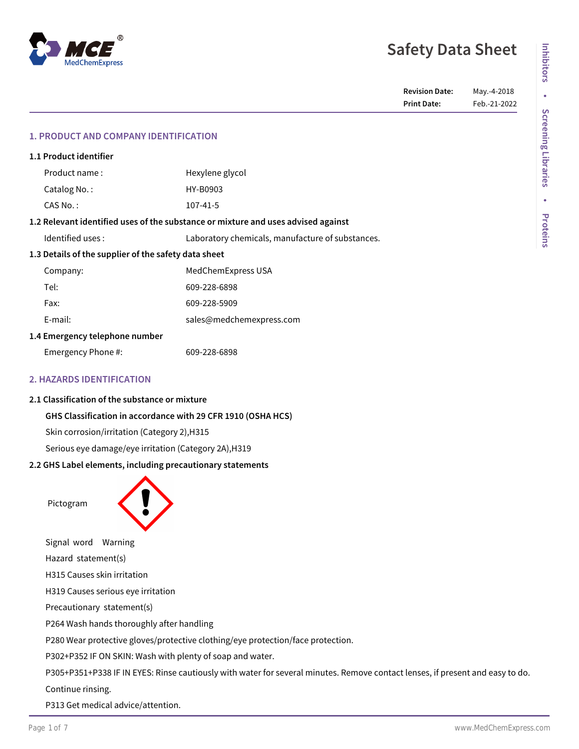# Safety Data Sheet

**Revision Date:** May.-4-2018
**Print Date:** Feb.-21-2022

## 1. PRODUCT AND COMPANY IDENTIFICATION

### 1.1 Product identifier

| | |
|---|---|
| Product name : | Hexylene glycol |
| Catalog No. : | HY-B0903 |
| CAS No. : | 107-41-5 |

### 1.2 Relevant identified uses of the substance or mixture and uses advised against

| | |
|---|---|
| Identified uses : | Laboratory chemicals, manufacture of substances. |

### 1.3 Details of the supplier of the safety data sheet

| | |
|---|---|
| Company: | MedChemExpress USA |
| Tel: | 609-228-6898 |
| Fax: | 609-228-5909 |
| E-mail: | sales@medchemexpress.com |

### 1.4 Emergency telephone number

| | |
|---|---|
| Emergency Phone #: | 609-228-6898 |

## 2. HAZARDS IDENTIFICATION

### 2.1 Classification of the substance or mixture

**GHS Classification in accordance with 29 CFR 1910 (OSHA HCS)**

Skin corrosion/irritation (Category 2),H315

Serious eye damage/eye irritation (Category 2A),H319

### 2.2 GHS Label elements, including precautionary statements

Pictogram

Signal word Warning

Hazard statement(s)

H315 Causes skin irritation

H319 Causes serious eye irritation

Precautionary statement(s)

P264 Wash hands thoroughly after handling

P280 Wear protective gloves/protective clothing/eye protection/face protection.

P302+P352 IF ON SKIN: Wash with plenty of soap and water.

P305+P351+P338 IF IN EYES: Rinse cautiously with water for several minutes. Remove contact lenses, if present and easy to do. Continue rinsing.

P313 Get medical advice/attention.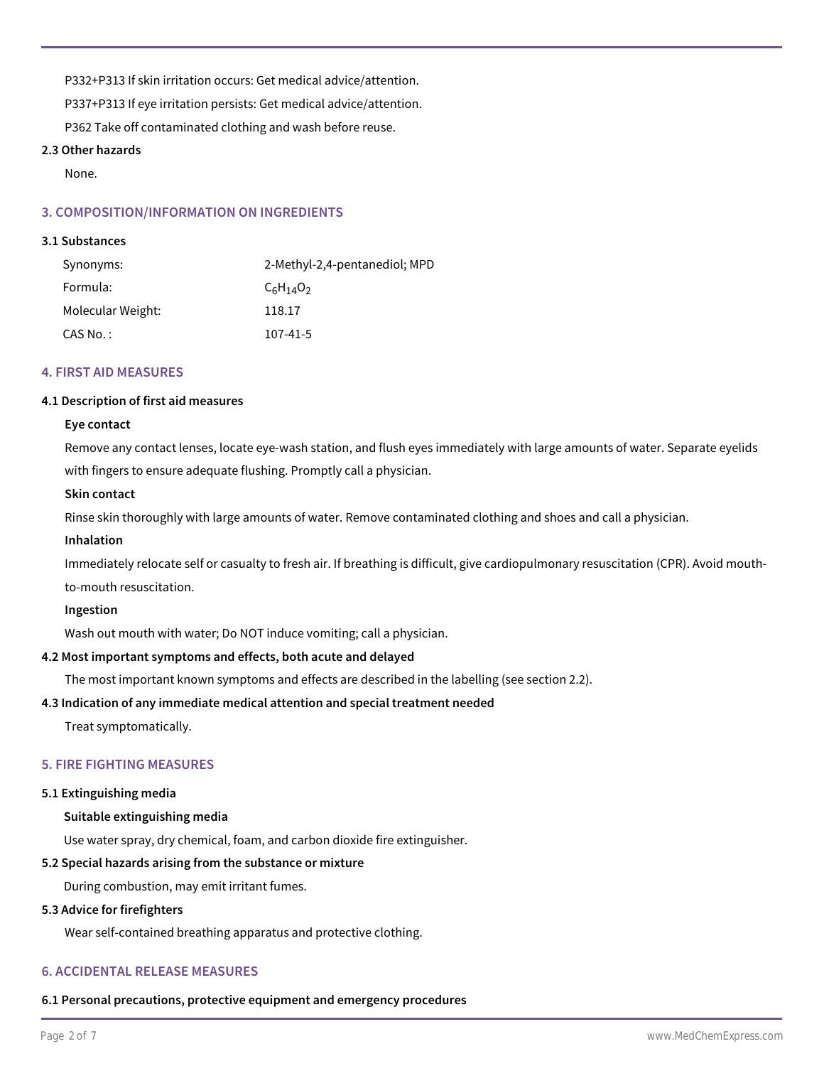P332+P313 If skin irritation occurs: Get medical advice/attention.

P337+P313 If eye irritation persists: Get medical advice/attention.

P362 Take off contaminated clothing and wash before reuse.

**2.3 Other hazards**

None.

## 3. COMPOSITION/INFORMATION ON INGREDIENTS

**3.1 Substances**

| | |
|---|---|
| Synonyms: | 2-Methyl-2,4-pentanediol; MPD |
| Formula: | $C_6H_{14}O_2$ |
| Molecular Weight: | 118.17 |
| CAS No. : | 107-41-5 |

## 4. FIRST AID MEASURES

**4.1 Description of first aid measures**

**Eye contact**

Remove any contact lenses, locate eye-wash station, and flush eyes immediately with large amounts of water. Separate eyelids with fingers to ensure adequate flushing. Promptly call a physician.

**Skin contact**

Rinse skin thoroughly with large amounts of water. Remove contaminated clothing and shoes and call a physician.

**Inhalation**

Immediately relocate self or casualty to fresh air. If breathing is difficult, give cardiopulmonary resuscitation (CPR). Avoid mouth-to-mouth resuscitation.

**Ingestion**

Wash out mouth with water; Do NOT induce vomiting; call a physician.

**4.2 Most important symptoms and effects, both acute and delayed**

The most important known symptoms and effects are described in the labelling (see section 2.2).

**4.3 Indication of any immediate medical attention and special treatment needed**

Treat symptomatically.

## 5. FIRE FIGHTING MEASURES

**5.1 Extinguishing media**

**Suitable extinguishing media**

Use water spray, dry chemical, foam, and carbon dioxide fire extinguisher.

**5.2 Special hazards arising from the substance or mixture**

During combustion, may emit irritant fumes.

**5.3 Advice for firefighters**

Wear self-contained breathing apparatus and protective clothing.

## 6. ACCIDENTAL RELEASE MEASURES

**6.1 Personal precautions, protective equipment and emergency procedures**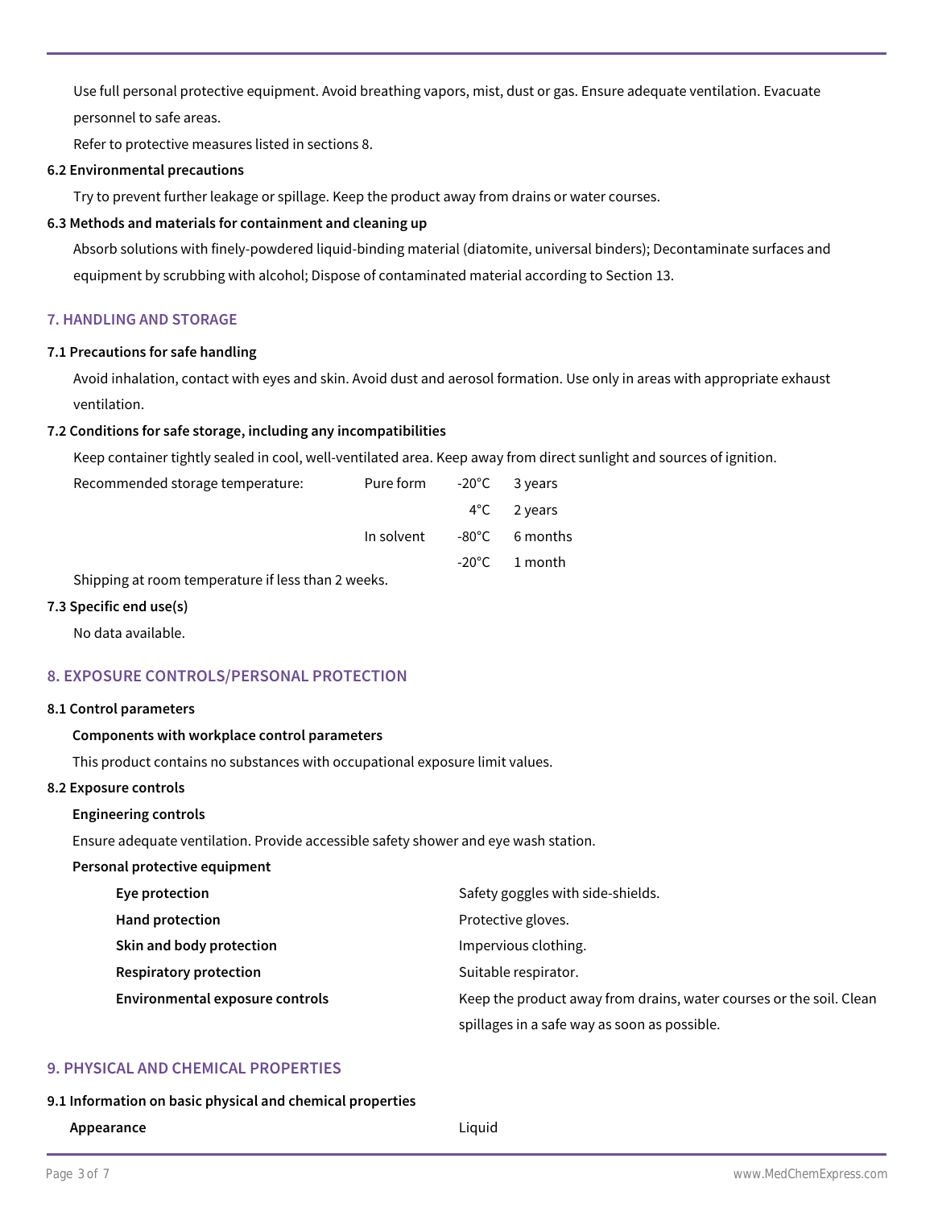Use full personal protective equipment. Avoid breathing vapors, mist, dust or gas. Ensure adequate ventilation. Evacuate personnel to safe areas.

Refer to protective measures listed in sections 8.

**6.2 Environmental precautions**

Try to prevent further leakage or spillage. Keep the product away from drains or water courses.

**6.3 Methods and materials for containment and cleaning up**

Absorb solutions with finely-powdered liquid-binding material (diatomite, universal binders); Decontaminate surfaces and equipment by scrubbing with alcohol; Dispose of contaminated material according to Section 13.

## 7. HANDLING AND STORAGE

**7.1 Precautions for safe handling**

Avoid inhalation, contact with eyes and skin. Avoid dust and aerosol formation. Use only in areas with appropriate exhaust ventilation.

**7.2 Conditions for safe storage, including any incompatibilities**

Keep container tightly sealed in cool, well-ventilated area. Keep away from direct sunlight and sources of ignition.

| | | | |
|---|---|---|---|
| Recommended storage temperature: | Pure form | -20°C | 3 years |
| | | 4°C | 2 years |
| | In solvent | -80°C | 6 months |
| | | -20°C | 1 month |

Shipping at room temperature if less than 2 weeks.

**7.3 Specific end use(s)**

No data available.

## 8. EXPOSURE CONTROLS/PERSONAL PROTECTION

**8.1 Control parameters**

**Components with workplace control parameters**

This product contains no substances with occupational exposure limit values.

**8.2 Exposure controls**

**Engineering controls**

Ensure adequate ventilation. Provide accessible safety shower and eye wash station.

**Personal protective equipment**

| | |
|---|---|
| **Eye protection** | Safety goggles with side-shields. |
| **Hand protection** | Protective gloves. |
| **Skin and body protection** | Impervious clothing. |
| **Respiratory protection** | Suitable respirator. |
| **Environmental exposure controls** | Keep the product away from drains, water courses or the soil. Clean spillages in a safe way as soon as possible. |

## 9. PHYSICAL AND CHEMICAL PROPERTIES

**9.1 Information on basic physical and chemical properties**

| | |
|---|---|
| **Appearance** | Liquid |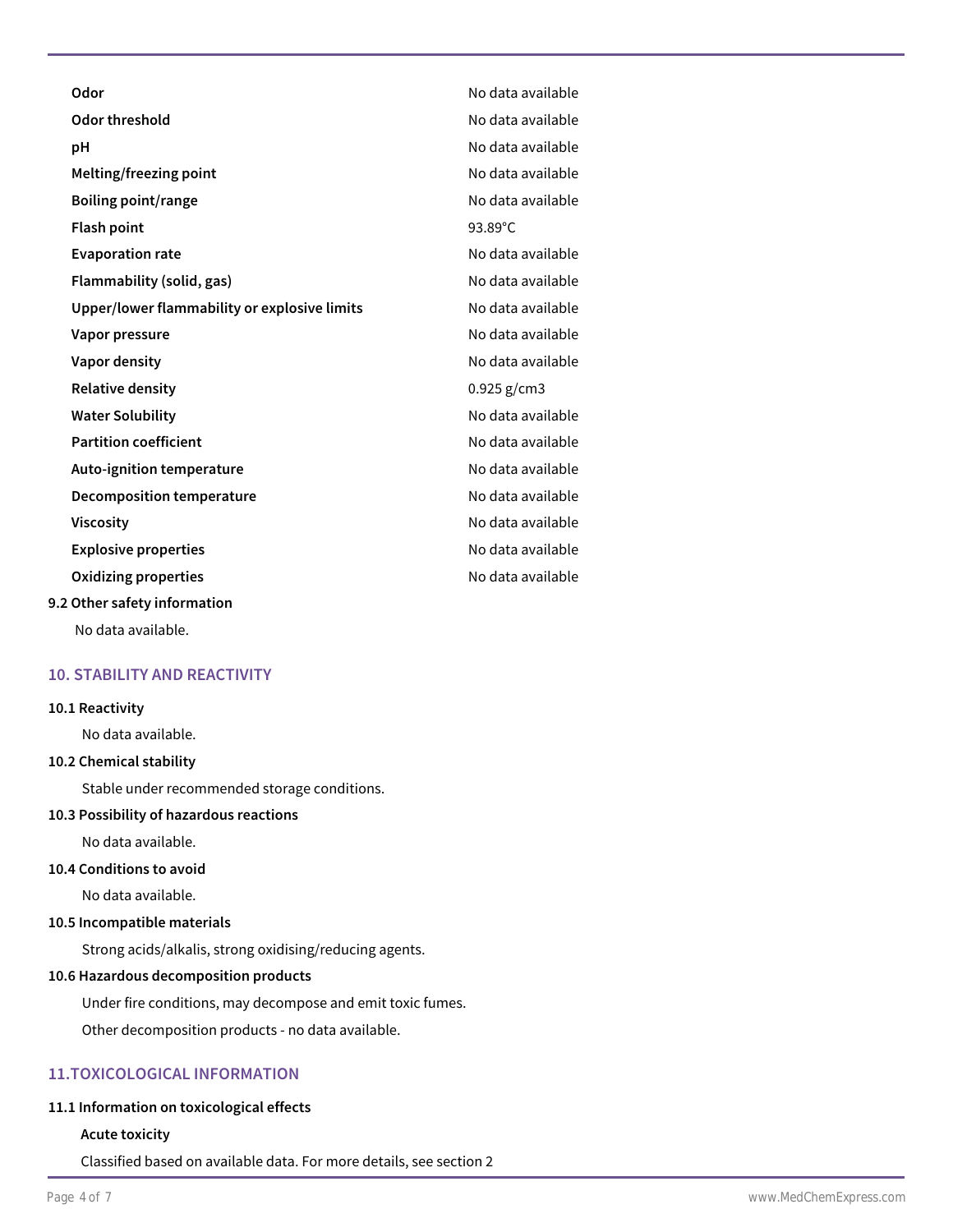| | |
|---|---|
| **Odor** | No data available |
| **Odor threshold** | No data available |
| **pH** | No data available |
| **Melting/freezing point** | No data available |
| **Boiling point/range** | No data available |
| **Flash point** | 93.89°C |
| **Evaporation rate** | No data available |
| **Flammability (solid, gas)** | No data available |
| **Upper/lower flammability or explosive limits** | No data available |
| **Vapor pressure** | No data available |
| **Vapor density** | No data available |
| **Relative density** | 0.925 g/cm3 |
| **Water Solubility** | No data available |
| **Partition coefficient** | No data available |
| **Auto-ignition temperature** | No data available |
| **Decomposition temperature** | No data available |
| **Viscosity** | No data available |
| **Explosive properties** | No data available |
| **Oxidizing properties** | No data available |

**9.2 Other safety information**

No data available.

## 10. STABILITY AND REACTIVITY

**10.1 Reactivity**

No data available.

**10.2 Chemical stability**

Stable under recommended storage conditions.

**10.3 Possibility of hazardous reactions**

No data available.

**10.4 Conditions to avoid**

No data available.

**10.5 Incompatible materials**

Strong acids/alkalis, strong oxidising/reducing agents.

**10.6 Hazardous decomposition products**

Under fire conditions, may decompose and emit toxic fumes.

Other decomposition products - no data available.

## 11.TOXICOLOGICAL INFORMATION

**11.1 Information on toxicological effects**

**Acute toxicity**

Classified based on available data. For more details, see section 2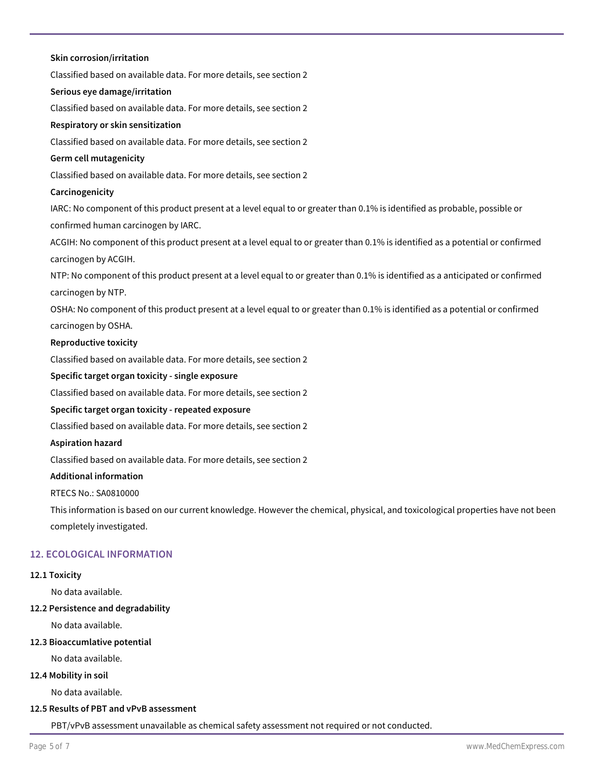**Skin corrosion/irritation**

Classified based on available data. For more details, see section 2

**Serious eye damage/irritation**

Classified based on available data. For more details, see section 2

**Respiratory or skin sensitization**

Classified based on available data. For more details, see section 2

**Germ cell mutagenicity**

Classified based on available data. For more details, see section 2

**Carcinogenicity**

IARC: No component of this product present at a level equal to or greater than 0.1% is identified as probable, possible or confirmed human carcinogen by IARC.

ACGIH: No component of this product present at a level equal to or greater than 0.1% is identified as a potential or confirmed carcinogen by ACGIH.

NTP: No component of this product present at a level equal to or greater than 0.1% is identified as a anticipated or confirmed carcinogen by NTP.

OSHA: No component of this product present at a level equal to or greater than 0.1% is identified as a potential or confirmed carcinogen by OSHA.

**Reproductive toxicity**

Classified based on available data. For more details, see section 2

**Specific target organ toxicity - single exposure**

Classified based on available data. For more details, see section 2

**Specific target organ toxicity - repeated exposure**

Classified based on available data. For more details, see section 2

**Aspiration hazard**

Classified based on available data. For more details, see section 2

**Additional information**

RTECS No.: SA0810000

This information is based on our current knowledge. However the chemical, physical, and toxicological properties have not been completely investigated.

## 12. ECOLOGICAL INFORMATION

**12.1 Toxicity**

No data available.

**12.2 Persistence and degradability**

No data available.

**12.3 Bioaccumlative potential**

No data available.

**12.4 Mobility in soil**

No data available.

**12.5 Results of PBT and vPvB assessment**

PBT/vPvB assessment unavailable as chemical safety assessment not required or not conducted.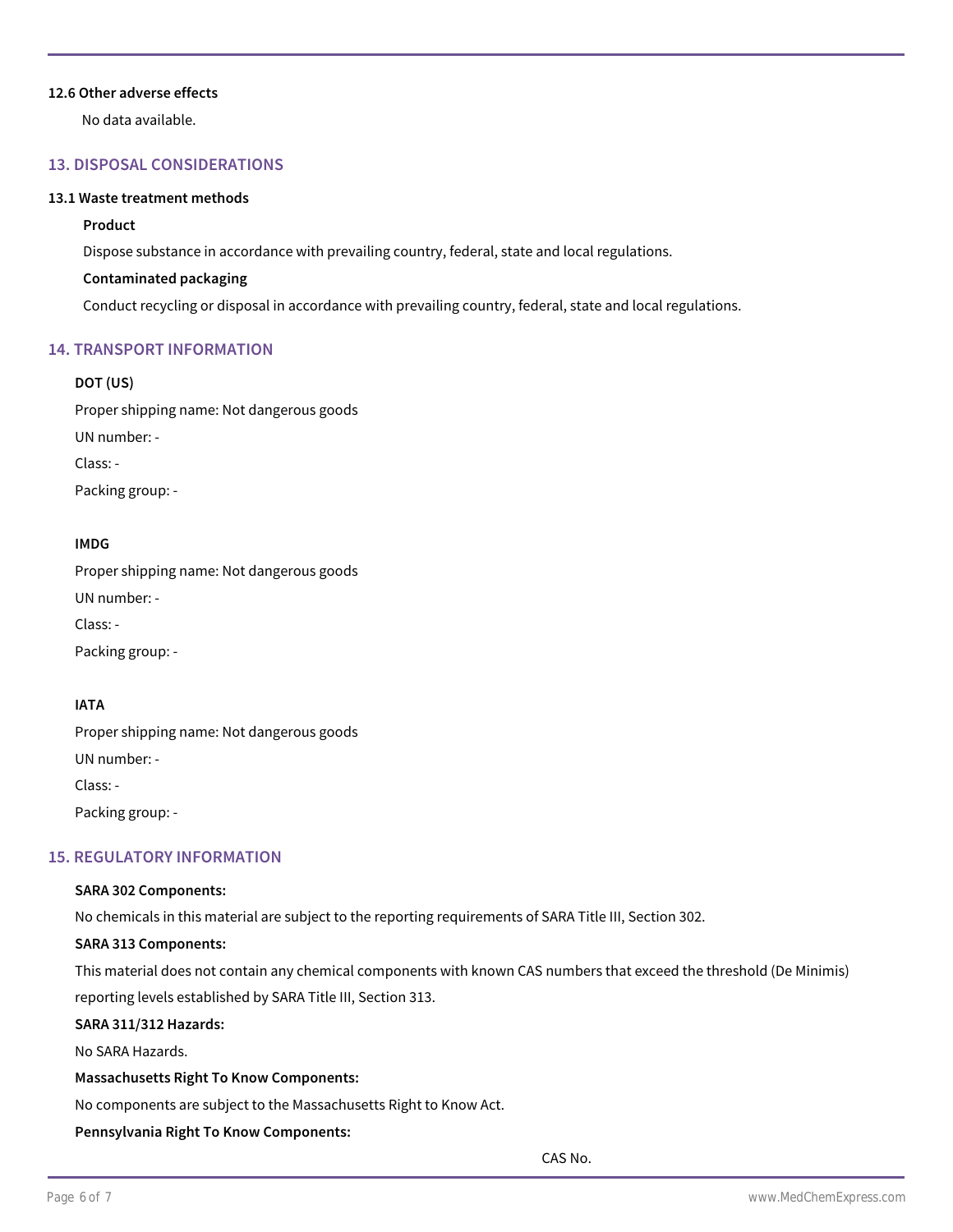### 12.6 Other adverse effects

No data available.

## 13. DISPOSAL CONSIDERATIONS

### 13.1 Waste treatment methods

**Product**

Dispose substance in accordance with prevailing country, federal, state and local regulations.

**Contaminated packaging**

Conduct recycling or disposal in accordance with prevailing country, federal, state and local regulations.

## 14. TRANSPORT INFORMATION

**DOT (US)**

Proper shipping name: Not dangerous goods

UN number: -

Class: -

Packing group: -

**IMDG**

Proper shipping name: Not dangerous goods

UN number: -

Class: -

Packing group: -

**IATA**

Proper shipping name: Not dangerous goods

UN number: -

Class: -

Packing group: -

## 15. REGULATORY INFORMATION

**SARA 302 Components:**

No chemicals in this material are subject to the reporting requirements of SARA Title III, Section 302.

**SARA 313 Components:**

This material does not contain any chemical components with known CAS numbers that exceed the threshold (De Minimis) reporting levels established by SARA Title III, Section 313.

**SARA 311/312 Hazards:**

No SARA Hazards.

**Massachusetts Right To Know Components:**

No components are subject to the Massachusetts Right to Know Act.

**Pennsylvania Right To Know Components:**

CAS No.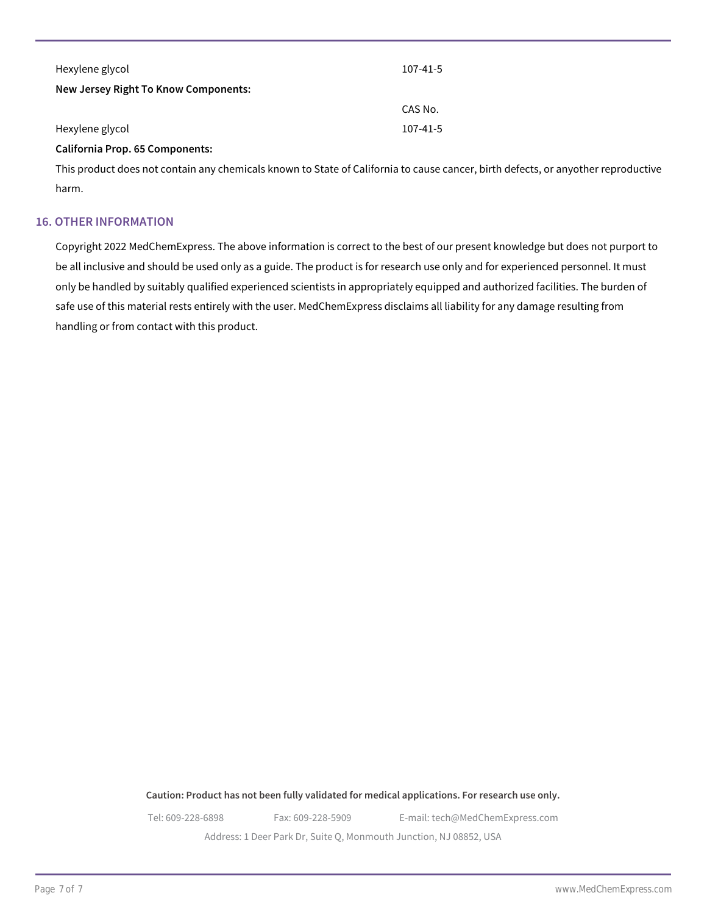| | |
|---|---|
| Hexylene glycol | 107-41-5 |

**New Jersey Right To Know Components:**

| | CAS No. |
|---|---|
| Hexylene glycol | 107-41-5 |

**California Prop. 65 Components:**

This product does not contain any chemicals known to State of California to cause cancer, birth defects, or anyother reproductive harm.

## 16. OTHER INFORMATION

Copyright 2022 MedChemExpress. The above information is correct to the best of our present knowledge but does not purport to be all inclusive and should be used only as a guide. The product is for research use only and for experienced personnel. It must only be handled by suitably qualified experienced scientists in appropriately equipped and authorized facilities. The burden of safe use of this material rests entirely with the user. MedChemExpress disclaims all liability for any damage resulting from handling or from contact with this product.

**Caution: Product has not been fully validated for medical applications. For research use only.**

Tel: 609-228-6898 Fax: 609-228-5909 E-mail: tech@MedChemExpress.com

Address: 1 Deer Park Dr, Suite Q, Monmouth Junction, NJ 08852, USA